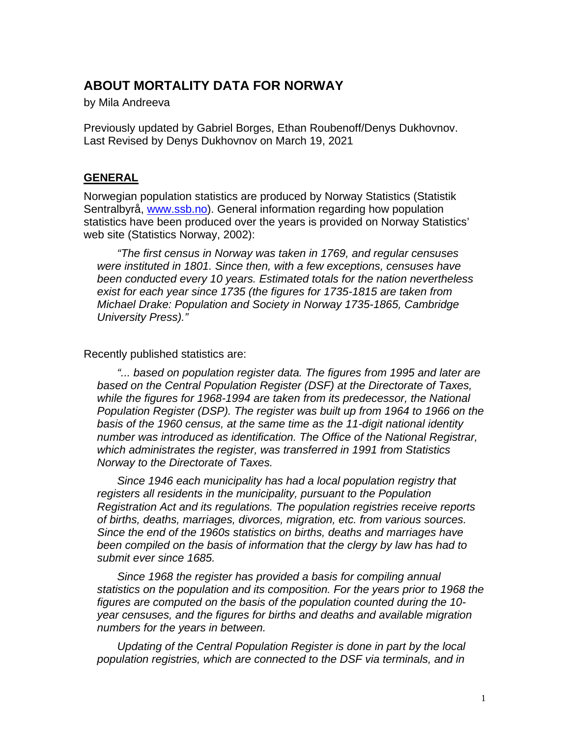# ABOUT MORTALITY DATA FOR NORWAY

by Mila Andreeva

Previously updated by Gabriel Borges, Ethan Roubenoff/Denys Dukhovnov.
Last Revised by Denys Dukhovnov on March 19, 2021

## GENERAL

Norwegian population statistics are produced by Norway Statistics (Statistik Sentralbyrå, www.ssb.no). General information regarding how population statistics have been produced over the years is provided on Norway Statistics' web site (Statistics Norway, 2002):

> *"The first census in Norway was taken in 1769, and regular censuses were instituted in 1801. Since then, with a few exceptions, censuses have been conducted every 10 years. Estimated totals for the nation nevertheless exist for each year since 1735 (the figures for 1735-1815 are taken from Michael Drake: Population and Society in Norway 1735-1865, Cambridge University Press)."*

Recently published statistics are:

> *"... based on population register data. The figures from 1995 and later are based on the Central Population Register (DSF) at the Directorate of Taxes, while the figures for 1968-1994 are taken from its predecessor, the National Population Register (DSP). The register was built up from 1964 to 1966 on the basis of the 1960 census, at the same time as the 11-digit national identity number was introduced as identification. The Office of the National Registrar, which administrates the register, was transferred in 1991 from Statistics Norway to the Directorate of Taxes.*
>
> *Since 1946 each municipality has had a local population registry that registers all residents in the municipality, pursuant to the Population Registration Act and its regulations. The population registries receive reports of births, deaths, marriages, divorces, migration, etc. from various sources. Since the end of the 1960s statistics on births, deaths and marriages have been compiled on the basis of information that the clergy by law has had to submit ever since 1685.*
>
> *Since 1968 the register has provided a basis for compiling annual statistics on the population and its composition. For the years prior to 1968 the figures are computed on the basis of the population counted during the 10-year censuses, and the figures for births and deaths and available migration numbers for the years in between.*
>
> *Updating of the Central Population Register is done in part by the local population registries, which are connected to the DSF via terminals, and in*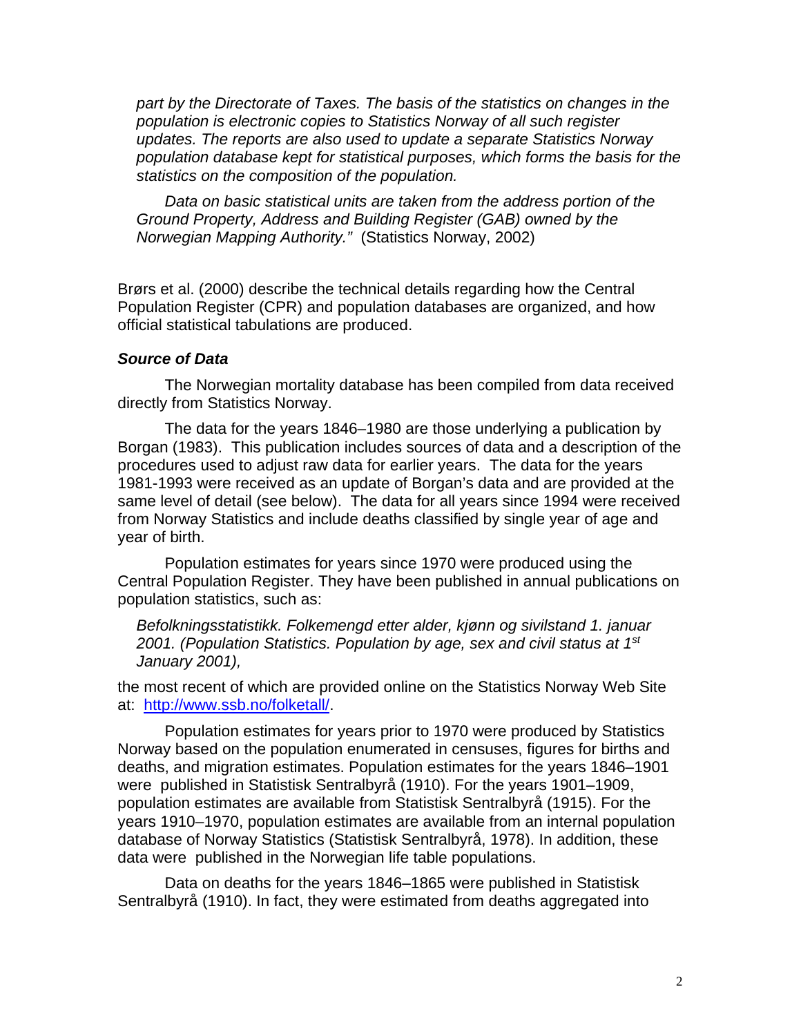*part by the Directorate of Taxes. The basis of the statistics on changes in the population is electronic copies to Statistics Norway of all such register updates. The reports are also used to update a separate Statistics Norway population database kept for statistical purposes, which forms the basis for the statistics on the composition of the population.*

*Data on basic statistical units are taken from the address portion of the Ground Property, Address and Building Register (GAB) owned by the Norwegian Mapping Authority."* (Statistics Norway, 2002)

Brørs et al. (2000) describe the technical details regarding how the Central Population Register (CPR) and population databases are organized, and how official statistical tabulations are produced.

### *Source of Data*

The Norwegian mortality database has been compiled from data received directly from Statistics Norway.

The data for the years 1846–1980 are those underlying a publication by Borgan (1983). This publication includes sources of data and a description of the procedures used to adjust raw data for earlier years. The data for the years 1981-1993 were received as an update of Borgan's data and are provided at the same level of detail (see below). The data for all years since 1994 were received from Norway Statistics and include deaths classified by single year of age and year of birth.

Population estimates for years since 1970 were produced using the Central Population Register. They have been published in annual publications on population statistics, such as:

*Befolkningsstatistikk. Folkemengd etter alder, kjønn og sivilstand 1. januar 2001. (Population Statistics. Population by age, sex and civil status at 1st January 2001),*

the most recent of which are provided online on the Statistics Norway Web Site at: http://www.ssb.no/folketall/.

Population estimates for years prior to 1970 were produced by Statistics Norway based on the population enumerated in censuses, figures for births and deaths, and migration estimates. Population estimates for the years 1846–1901 were published in Statistisk Sentralbyrå (1910). For the years 1901–1909, population estimates are available from Statistisk Sentralbyrå (1915). For the years 1910–1970, population estimates are available from an internal population database of Norway Statistics (Statistisk Sentralbyrå, 1978). In addition, these data were published in the Norwegian life table populations.

Data on deaths for the years 1846–1865 were published in Statistisk Sentralbyrå (1910). In fact, they were estimated from deaths aggregated into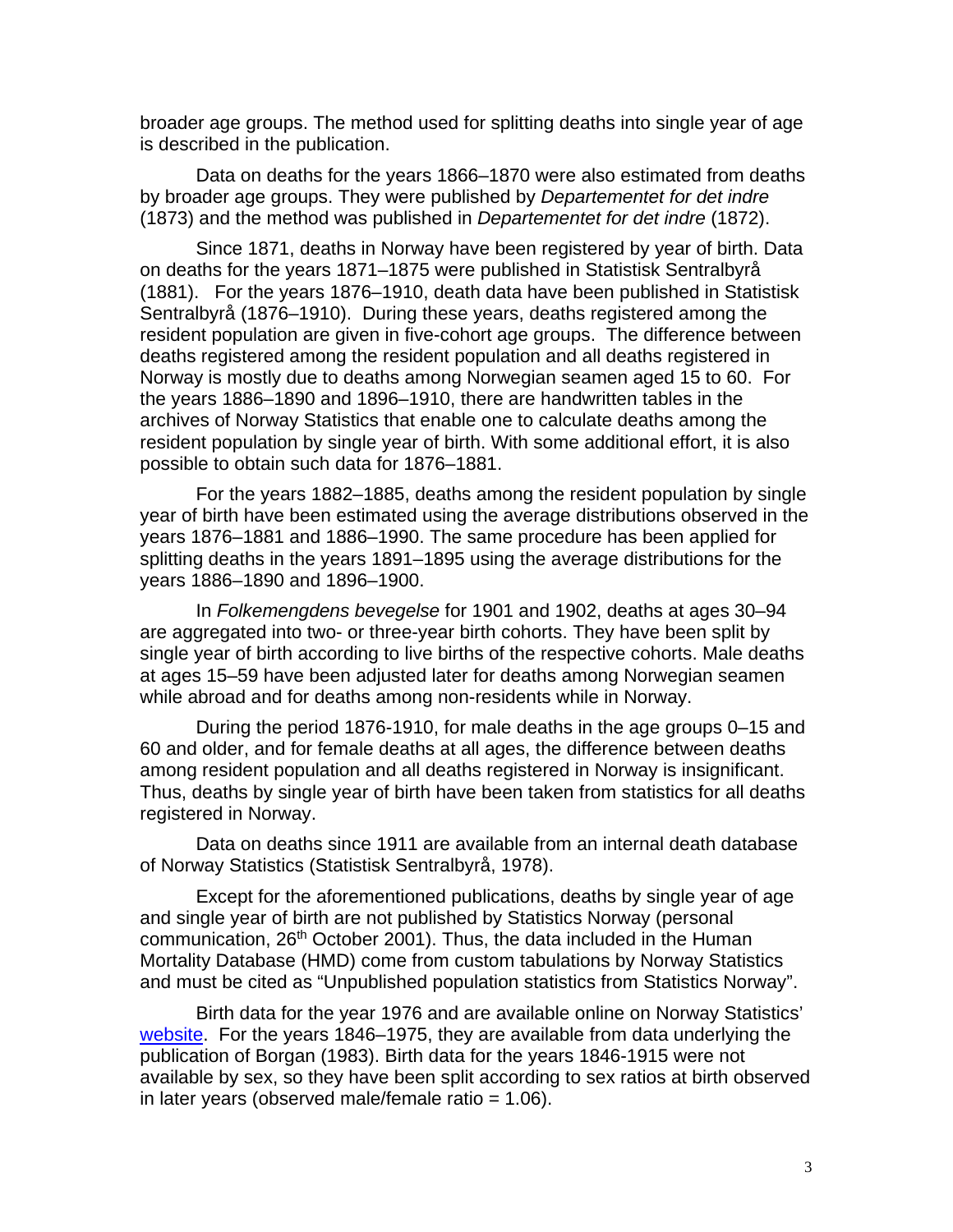broader age groups. The method used for splitting deaths into single year of age is described in the publication.

Data on deaths for the years 1866–1870 were also estimated from deaths by broader age groups. They were published by *Departementet for det indre* (1873) and the method was published in *Departementet for det indre* (1872).

Since 1871, deaths in Norway have been registered by year of birth. Data on deaths for the years 1871–1875 were published in Statistisk Sentralbyrå (1881). For the years 1876–1910, death data have been published in Statistisk Sentralbyrå (1876–1910). During these years, deaths registered among the resident population are given in five-cohort age groups. The difference between deaths registered among the resident population and all deaths registered in Norway is mostly due to deaths among Norwegian seamen aged 15 to 60. For the years 1886–1890 and 1896–1910, there are handwritten tables in the archives of Norway Statistics that enable one to calculate deaths among the resident population by single year of birth. With some additional effort, it is also possible to obtain such data for 1876–1881.

For the years 1882–1885, deaths among the resident population by single year of birth have been estimated using the average distributions observed in the years 1876–1881 and 1886–1990. The same procedure has been applied for splitting deaths in the years 1891–1895 using the average distributions for the years 1886–1890 and 1896–1900.

In *Folkemengdens bevegelse* for 1901 and 1902, deaths at ages 30–94 are aggregated into two- or three-year birth cohorts. They have been split by single year of birth according to live births of the respective cohorts. Male deaths at ages 15–59 have been adjusted later for deaths among Norwegian seamen while abroad and for deaths among non-residents while in Norway.

During the period 1876-1910, for male deaths in the age groups 0–15 and 60 and older, and for female deaths at all ages, the difference between deaths among resident population and all deaths registered in Norway is insignificant. Thus, deaths by single year of birth have been taken from statistics for all deaths registered in Norway.

Data on deaths since 1911 are available from an internal death database of Norway Statistics (Statistisk Sentralbyrå, 1978).

Except for the aforementioned publications, deaths by single year of age and single year of birth are not published by Statistics Norway (personal communication, 26th October 2001). Thus, the data included in the Human Mortality Database (HMD) come from custom tabulations by Norway Statistics and must be cited as "Unpublished population statistics from Statistics Norway".

Birth data for the year 1976 and are available online on Norway Statistics' website. For the years 1846–1975, they are available from data underlying the publication of Borgan (1983). Birth data for the years 1846-1915 were not available by sex, so they have been split according to sex ratios at birth observed in later years (observed male/female ratio = 1.06).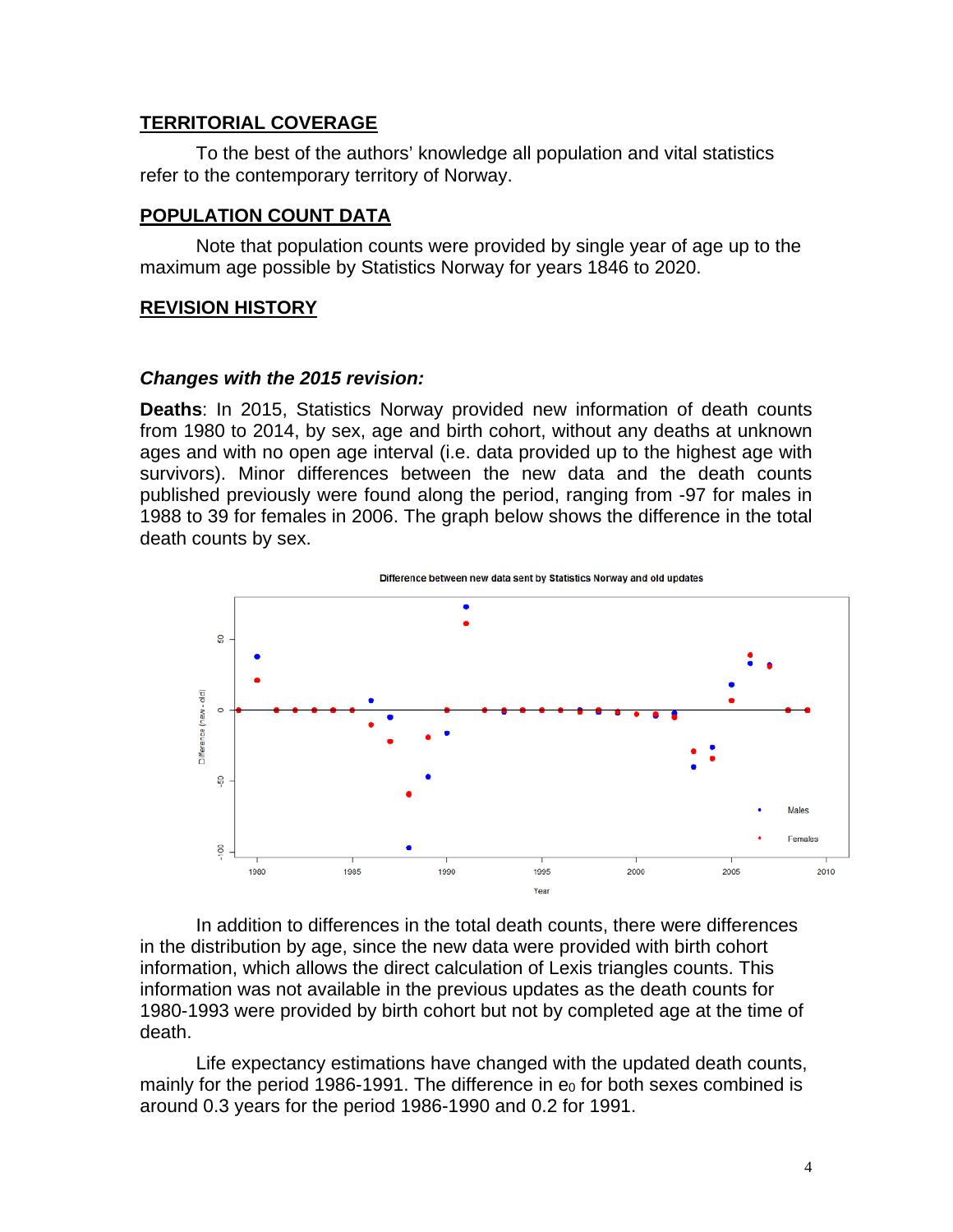## TERRITORIAL COVERAGE

To the best of the authors' knowledge all population and vital statistics refer to the contemporary territory of Norway.

## POPULATION COUNT DATA

Note that population counts were provided by single year of age up to the maximum age possible by Statistics Norway for years 1846 to 2020.

## REVISION HISTORY

### *Changes with the 2015 revision:*

**Deaths**: In 2015, Statistics Norway provided new information of death counts from 1980 to 2014, by sex, age and birth cohort, without any deaths at unknown ages and with no open age interval (i.e. data provided up to the highest age with survivors). Minor differences between the new data and the death counts published previously were found along the period, ranging from -97 for males in 1988 to 39 for females in 2006. The graph below shows the difference in the total death counts by sex.

Difference between new data sent by Statistics Norway and old updates

Difference (new - old)

50
0
-50
-100

1980
1985
1990
1995
2000
2005
2010

Year

Males
Females

In addition to differences in the total death counts, there were differences in the distribution by age, since the new data were provided with birth cohort information, which allows the direct calculation of Lexis triangles counts. This information was not available in the previous updates as the death counts for 1980-1993 were provided by birth cohort but not by completed age at the time of death.

Life expectancy estimations have changed with the updated death counts, mainly for the period 1986-1991. The difference in $e_0$ for both sexes combined is around 0.3 years for the period 1986-1990 and 0.2 for 1991.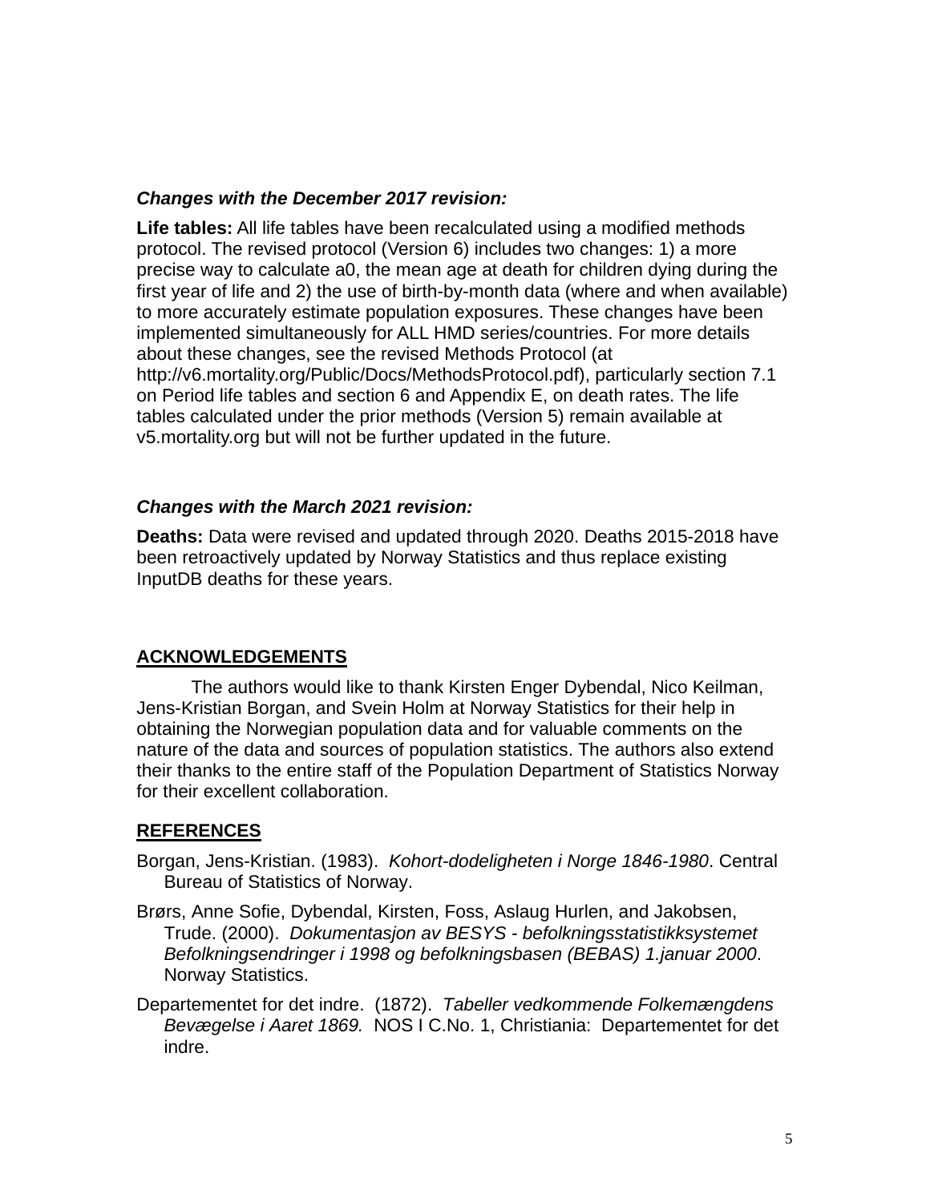***Changes with the December 2017 revision:***

**Life tables:** All life tables have been recalculated using a modified methods protocol. The revised protocol (Version 6) includes two changes: 1) a more precise way to calculate a0, the mean age at death for children dying during the first year of life and 2) the use of birth-by-month data (where and when available) to more accurately estimate population exposures. These changes have been implemented simultaneously for ALL HMD series/countries. For more details about these changes, see the revised Methods Protocol (at http://v6.mortality.org/Public/Docs/MethodsProtocol.pdf), particularly section 7.1 on Period life tables and section 6 and Appendix E, on death rates. The life tables calculated under the prior methods (Version 5) remain available at v5.mortality.org but will not be further updated in the future.

***Changes with the March 2021 revision:***

**Deaths:** Data were revised and updated through 2020. Deaths 2015-2018 have been retroactively updated by Norway Statistics and thus replace existing InputDB deaths for these years.

## ACKNOWLEDGEMENTS

The authors would like to thank Kirsten Enger Dybendal, Nico Keilman, Jens-Kristian Borgan, and Svein Holm at Norway Statistics for their help in obtaining the Norwegian population data and for valuable comments on the nature of the data and sources of population statistics. The authors also extend their thanks to the entire staff of the Population Department of Statistics Norway for their excellent collaboration.

## REFERENCES

Borgan, Jens-Kristian. (1983). *Kohort-dodeligheten i Norge 1846-1980*. Central Bureau of Statistics of Norway.

Brørs, Anne Sofie, Dybendal, Kirsten, Foss, Aslaug Hurlen, and Jakobsen, Trude. (2000). *Dokumentasjon av BESYS - befolkningsstatistikksystemet Befolkningsendringer i 1998 og befolkningsbasen (BEBAS) 1.januar 2000*. Norway Statistics.

Departementet for det indre. (1872). *Tabeller vedkommende Folkemængdens Bevægelse i Aaret 1869.* NOS I C.No. 1, Christiania: Departementet for det indre.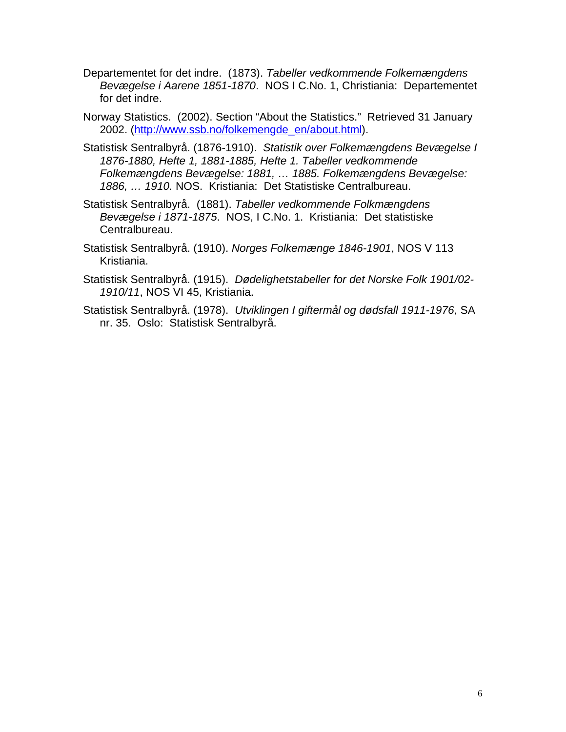Departementet for det indre. (1873). *Tabeller vedkommende Folkemængdens Bevægelse i Aarene 1851-1870*. NOS I C.No. 1, Christiania: Departementet for det indre.

Norway Statistics. (2002). Section "About the Statistics." Retrieved 31 January 2002. (http://www.ssb.no/folkemengde_en/about.html).

Statistisk Sentralbyrå. (1876-1910). *Statistik over Folkemængdens Bevægelse I 1876-1880, Hefte 1, 1881-1885, Hefte 1. Tabeller vedkommende Folkemængdens Bevægelse: 1881, … 1885. Folkemængdens Bevægelse: 1886, … 1910.* NOS. Kristiania: Det Statistiske Centralbureau.

Statistisk Sentralbyrå. (1881). *Tabeller vedkommende Folkmængdens Bevægelse i 1871-1875*. NOS, I C.No. 1. Kristiania: Det statistiske Centralbureau.

Statistisk Sentralbyrå. (1910). *Norges Folkemænge 1846-1901*, NOS V 113 Kristiania.

Statistisk Sentralbyrå. (1915). *Dødelighetstabeller for det Norske Folk 1901/02-1910/11*, NOS VI 45, Kristiania.

Statistisk Sentralbyrå. (1978). *Utviklingen I giftermål og dødsfall 1911-1976*, SA nr. 35. Oslo: Statistisk Sentralbyrå.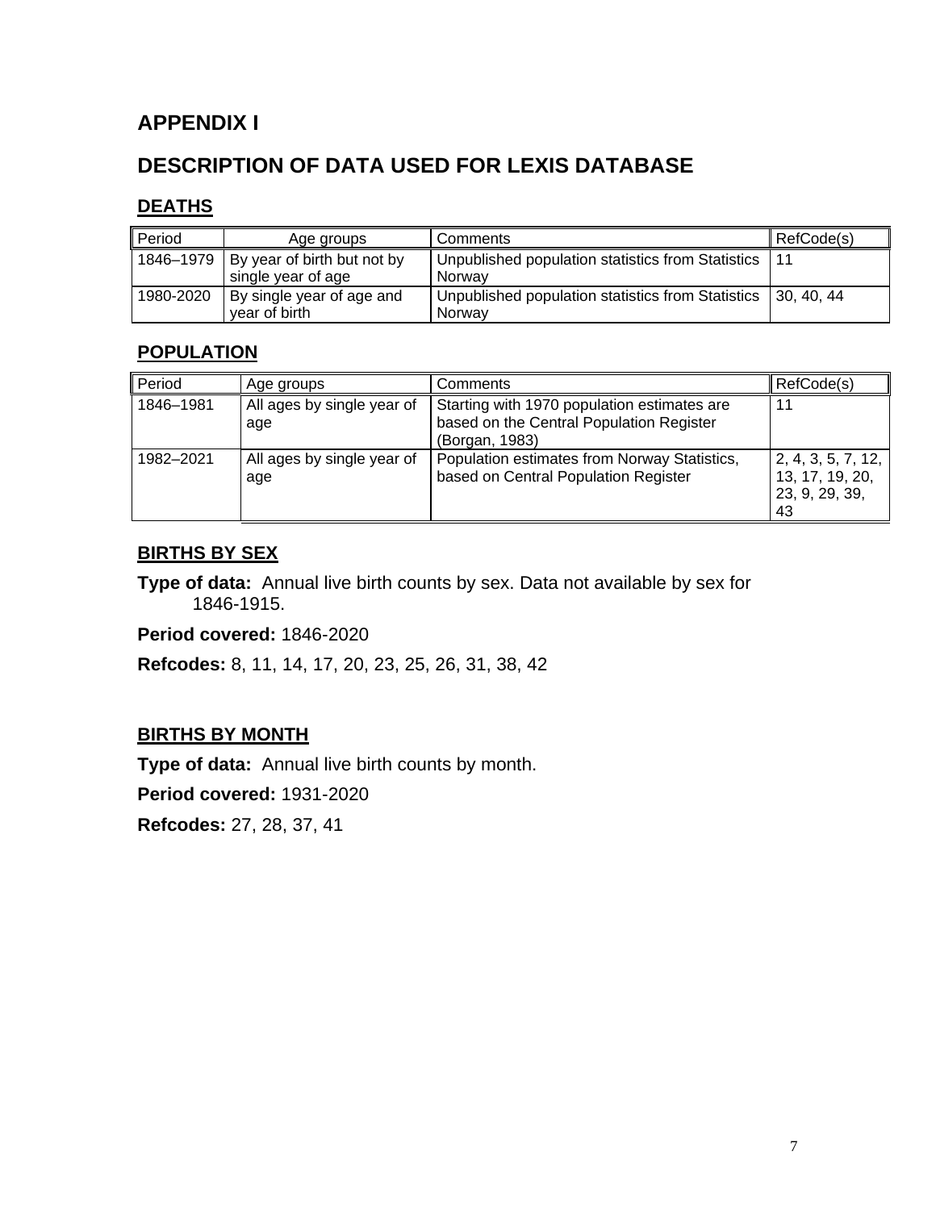## APPENDIX I

## DESCRIPTION OF DATA USED FOR LEXIS DATABASE

### DEATHS

| Period | Age groups | Comments | RefCode(s) |
|---|---|---|---|
| 1846–1979 | By year of birth but not by single year of age | Unpublished population statistics from Statistics Norway | 11 |
| 1980-2020 | By single year of age and year of birth | Unpublished population statistics from Statistics Norway | 30, 40, 44 |

### POPULATION

| Period | Age groups | Comments | RefCode(s) |
|---|---|---|---|
| 1846–1981 | All ages by single year of age | Starting with 1970 population estimates are based on the Central Population Register (Borgan, 1983) | 11 |
| 1982–2021 | All ages by single year of age | Population estimates from Norway Statistics, based on Central Population Register | 2, 4, 3, 5, 7, 12, 13, 17, 19, 20, 23, 9, 29, 39, 43 |

### BIRTHS BY SEX

**Type of data:** Annual live birth counts by sex. Data not available by sex for 1846-1915.

**Period covered:** 1846-2020

**Refcodes:** 8, 11, 14, 17, 20, 23, 25, 26, 31, 38, 42

### BIRTHS BY MONTH

**Type of data:** Annual live birth counts by month.

**Period covered:** 1931-2020

**Refcodes:** 27, 28, 37, 41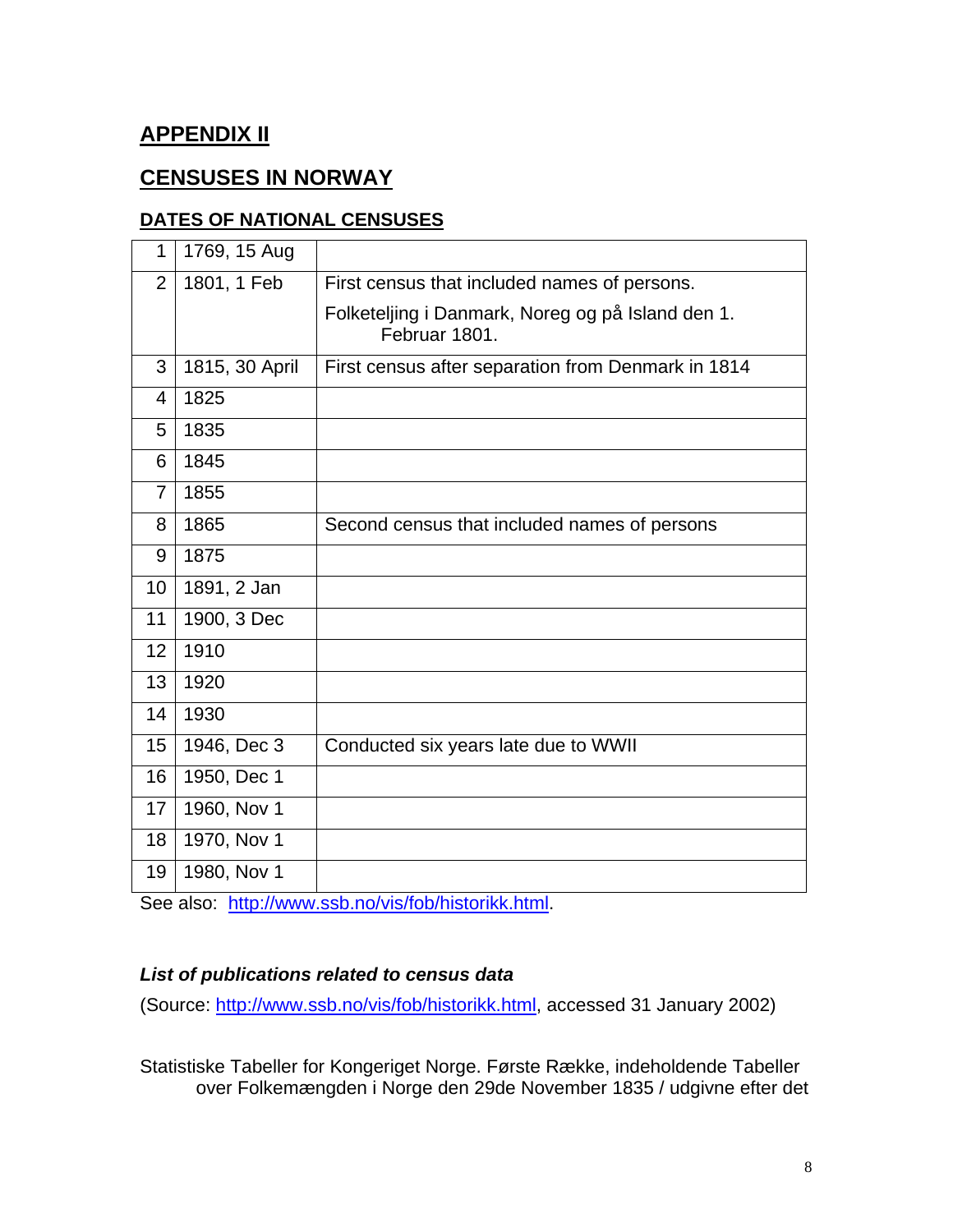## APPENDIX II

## CENSUSES IN NORWAY

### DATES OF NATIONAL CENSUSES

| | | |
|---|---|---|
| 1 | 1769, 15 Aug | |
| 2 | 1801, 1 Feb | First census that included names of persons.<br>Folketeljing i Danmark, Noreg og på Island den 1. Februar 1801. |
| 3 | 1815, 30 April | First census after separation from Denmark in 1814 |
| 4 | 1825 | |
| 5 | 1835 | |
| 6 | 1845 | |
| 7 | 1855 | |
| 8 | 1865 | Second census that included names of persons |
| 9 | 1875 | |
| 10 | 1891, 2 Jan | |
| 11 | 1900, 3 Dec | |
| 12 | 1910 | |
| 13 | 1920 | |
| 14 | 1930 | |
| 15 | 1946, Dec 3 | Conducted six years late due to WWII |
| 16 | 1950, Dec 1 | |
| 17 | 1960, Nov 1 | |
| 18 | 1970, Nov 1 | |
| 19 | 1980, Nov 1 | |

See also: http://www.ssb.no/vis/fob/historikk.html.

***List of publications related to census data***

(Source: http://www.ssb.no/vis/fob/historikk.html, accessed 31 January 2002)

Statistiske Tabeller for Kongeriget Norge. Første Række, indeholdende Tabeller over Folkemængden i Norge den 29de November 1835 / udgivne efter det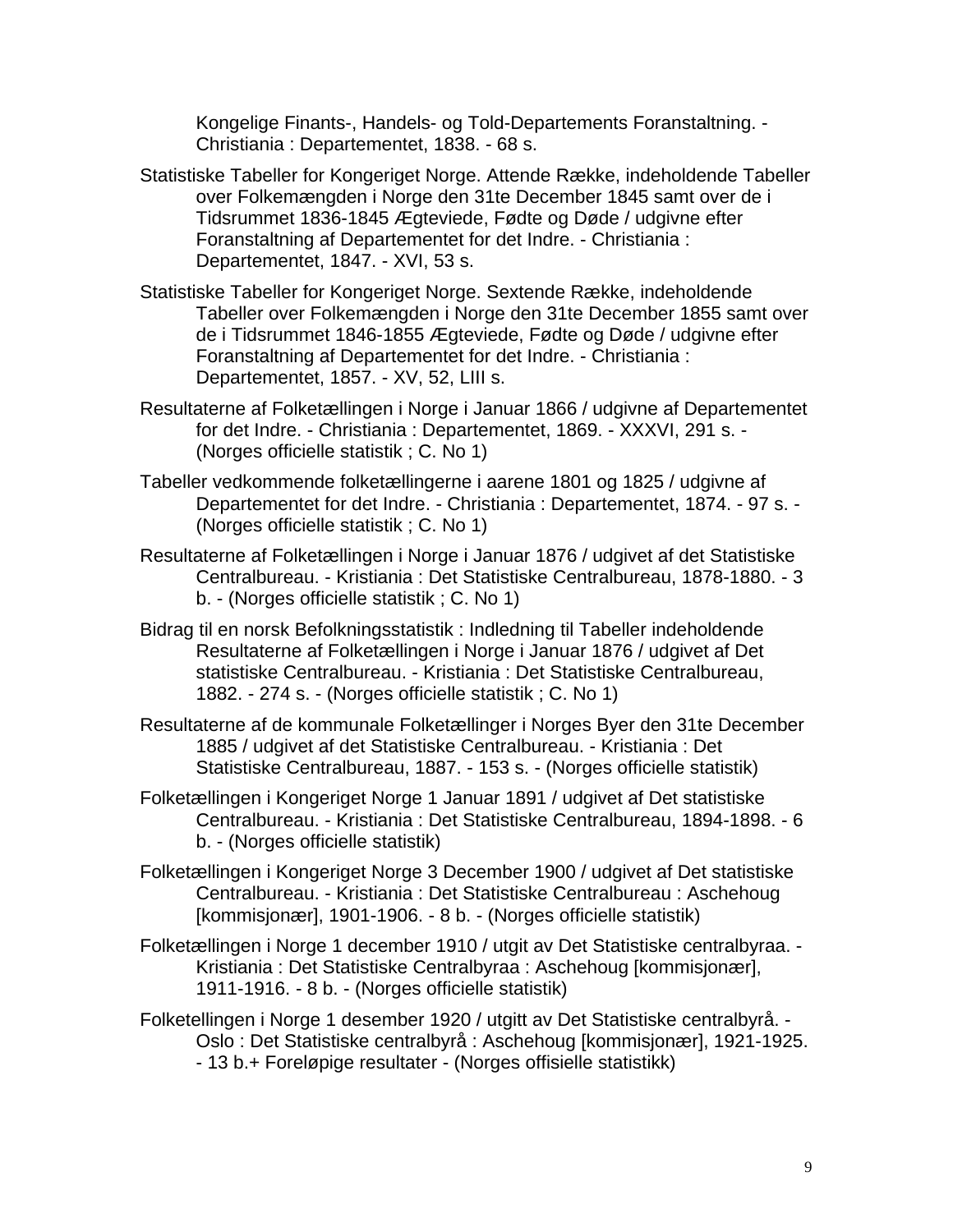Kongelige Finants-, Handels- og Told-Departements Foranstaltning. - Christiania : Departementet, 1838. - 68 s.

Statistiske Tabeller for Kongeriget Norge. Attende Række, indeholdende Tabeller over Folkemængden i Norge den 31te December 1845 samt over de i Tidsrummet 1836-1845 Ægteviede, Fødte og Døde / udgivne efter Foranstaltning af Departementet for det Indre. - Christiania : Departementet, 1847. - XVI, 53 s.

Statistiske Tabeller for Kongeriget Norge. Sextende Række, indeholdende Tabeller over Folkemængden i Norge den 31te December 1855 samt over de i Tidsrummet 1846-1855 Ægteviede, Fødte og Døde / udgivne efter Foranstaltning af Departementet for det Indre. - Christiania : Departementet, 1857. - XV, 52, LIII s.

Resultaterne af Folketællingen i Norge i Januar 1866 / udgivne af Departementet for det Indre. - Christiania : Departementet, 1869. - XXXVI, 291 s. - (Norges officielle statistik ; C. No 1)

Tabeller vedkommende folketællingerne i aarene 1801 og 1825 / udgivne af Departementet for det Indre. - Christiania : Departementet, 1874. - 97 s. - (Norges officielle statistik ; C. No 1)

Resultaterne af Folketællingen i Norge i Januar 1876 / udgivet af det Statistiske Centralbureau. - Kristiania : Det Statistiske Centralbureau, 1878-1880. - 3 b. - (Norges officielle statistik ; C. No 1)

Bidrag til en norsk Befolkningsstatistik : Indledning til Tabeller indeholdende Resultaterne af Folketællingen i Norge i Januar 1876 / udgivet af Det statistiske Centralbureau. - Kristiania : Det Statistiske Centralbureau, 1882. - 274 s. - (Norges officielle statistik ; C. No 1)

Resultaterne af de kommunale Folketællinger i Norges Byer den 31te December 1885 / udgivet af det Statistiske Centralbureau. - Kristiania : Det Statistiske Centralbureau, 1887. - 153 s. - (Norges officielle statistik)

Folketællingen i Kongeriget Norge 1 Januar 1891 / udgivet af Det statistiske Centralbureau. - Kristiania : Det Statistiske Centralbureau, 1894-1898. - 6 b. - (Norges officielle statistik)

Folketællingen i Kongeriget Norge 3 December 1900 / udgivet af Det statistiske Centralbureau. - Kristiania : Det Statistiske Centralbureau : Aschehoug [kommisjonær], 1901-1906. - 8 b. - (Norges officielle statistik)

Folketællingen i Norge 1 december 1910 / utgit av Det Statistiske centralbyraa. - Kristiania : Det Statistiske Centralbyraa : Aschehoug [kommisjonær], 1911-1916. - 8 b. - (Norges officielle statistik)

Folketellingen i Norge 1 desember 1920 / utgitt av Det Statistiske centralbyrå. - Oslo : Det Statistiske centralbyrå : Aschehoug [kommisjonær], 1921-1925. - 13 b.+ Foreløpige resultater - (Norges offisielle statistikk)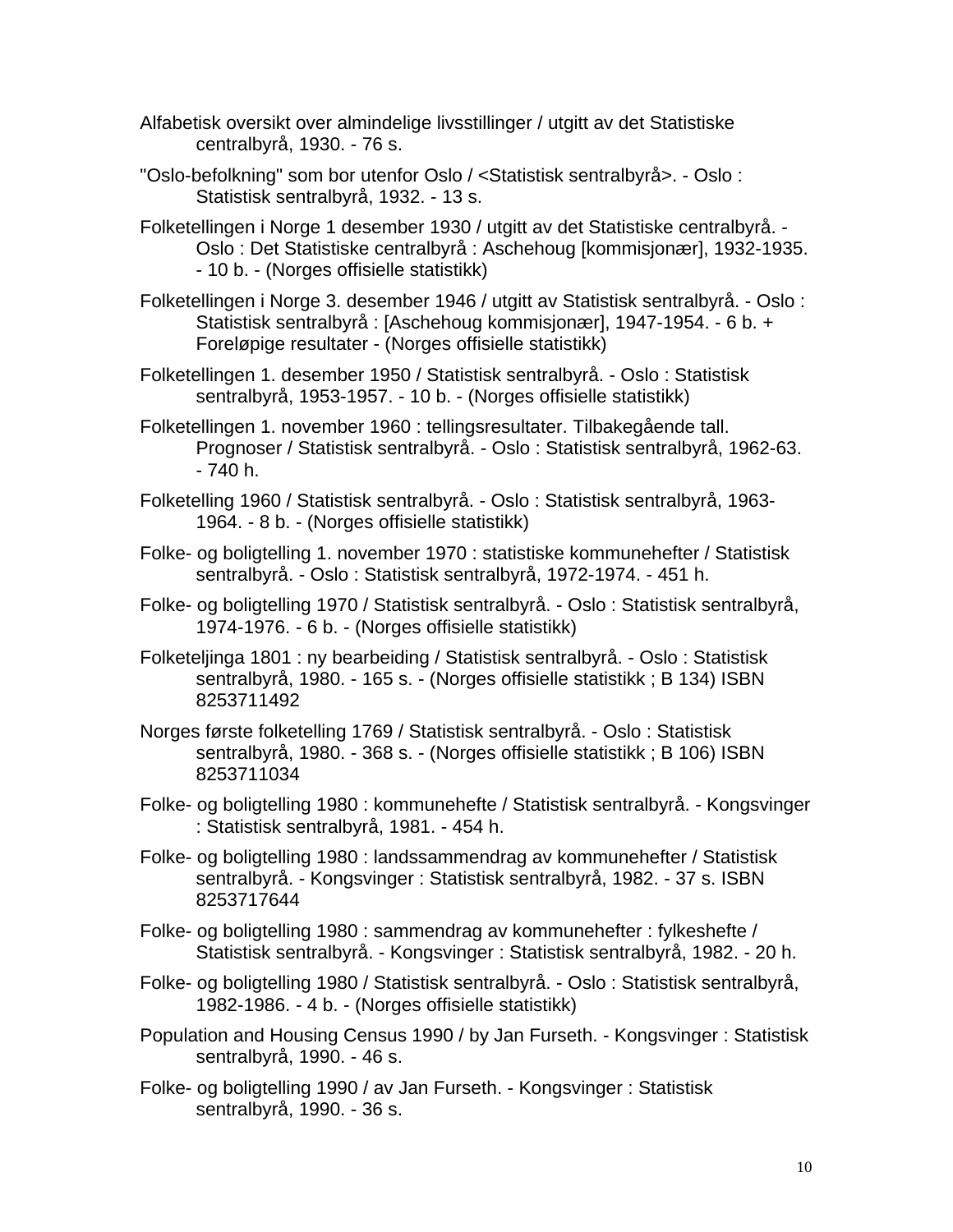Alfabetisk oversikt over almindelige livsstillinger / utgitt av det Statistiske centralbyrå, 1930. - 76 s.

"Oslo-befolkning" som bor utenfor Oslo / <Statistisk sentralbyrå>. - Oslo : Statistisk sentralbyrå, 1932. - 13 s.

Folketellingen i Norge 1 desember 1930 / utgitt av det Statistiske centralbyrå. - Oslo : Det Statistiske centralbyrå : Aschehoug [kommisjonær], 1932-1935. - 10 b. - (Norges offisielle statistikk)

Folketellingen i Norge 3. desember 1946 / utgitt av Statistisk sentralbyrå. - Oslo : Statistisk sentralbyrå : [Aschehoug kommisjonær], 1947-1954. - 6 b. + Foreløpige resultater - (Norges offisielle statistikk)

Folketellingen 1. desember 1950 / Statistisk sentralbyrå. - Oslo : Statistisk sentralbyrå, 1953-1957. - 10 b. - (Norges offisielle statistikk)

Folketellingen 1. november 1960 : tellingsresultater. Tilbakegående tall. Prognoser / Statistisk sentralbyrå. - Oslo : Statistisk sentralbyrå, 1962-63. - 740 h.

Folketelling 1960 / Statistisk sentralbyrå. - Oslo : Statistisk sentralbyrå, 1963-1964. - 8 b. - (Norges offisielle statistikk)

Folke- og boligtelling 1. november 1970 : statistiske kommunehefter / Statistisk sentralbyrå. - Oslo : Statistisk sentralbyrå, 1972-1974. - 451 h.

Folke- og boligtelling 1970 / Statistisk sentralbyrå. - Oslo : Statistisk sentralbyrå, 1974-1976. - 6 b. - (Norges offisielle statistikk)

Folketeljinga 1801 : ny bearbeiding / Statistisk sentralbyrå. - Oslo : Statistisk sentralbyrå, 1980. - 165 s. - (Norges offisielle statistikk ; B 134) ISBN 8253711492

Norges første folketelling 1769 / Statistisk sentralbyrå. - Oslo : Statistisk sentralbyrå, 1980. - 368 s. - (Norges offisielle statistikk ; B 106) ISBN 8253711034

Folke- og boligtelling 1980 : kommunehefte / Statistisk sentralbyrå. - Kongsvinger : Statistisk sentralbyrå, 1981. - 454 h.

Folke- og boligtelling 1980 : landssammendrag av kommunehefter / Statistisk sentralbyrå. - Kongsvinger : Statistisk sentralbyrå, 1982. - 37 s. ISBN 8253717644

Folke- og boligtelling 1980 : sammendrag av kommunehefter : fylkeshefte / Statistisk sentralbyrå. - Kongsvinger : Statistisk sentralbyrå, 1982. - 20 h.

Folke- og boligtelling 1980 / Statistisk sentralbyrå. - Oslo : Statistisk sentralbyrå, 1982-1986. - 4 b. - (Norges offisielle statistikk)

Population and Housing Census 1990 / by Jan Furseth. - Kongsvinger : Statistisk sentralbyrå, 1990. - 46 s.

Folke- og boligtelling 1990 / av Jan Furseth. - Kongsvinger : Statistisk sentralbyrå, 1990. - 36 s.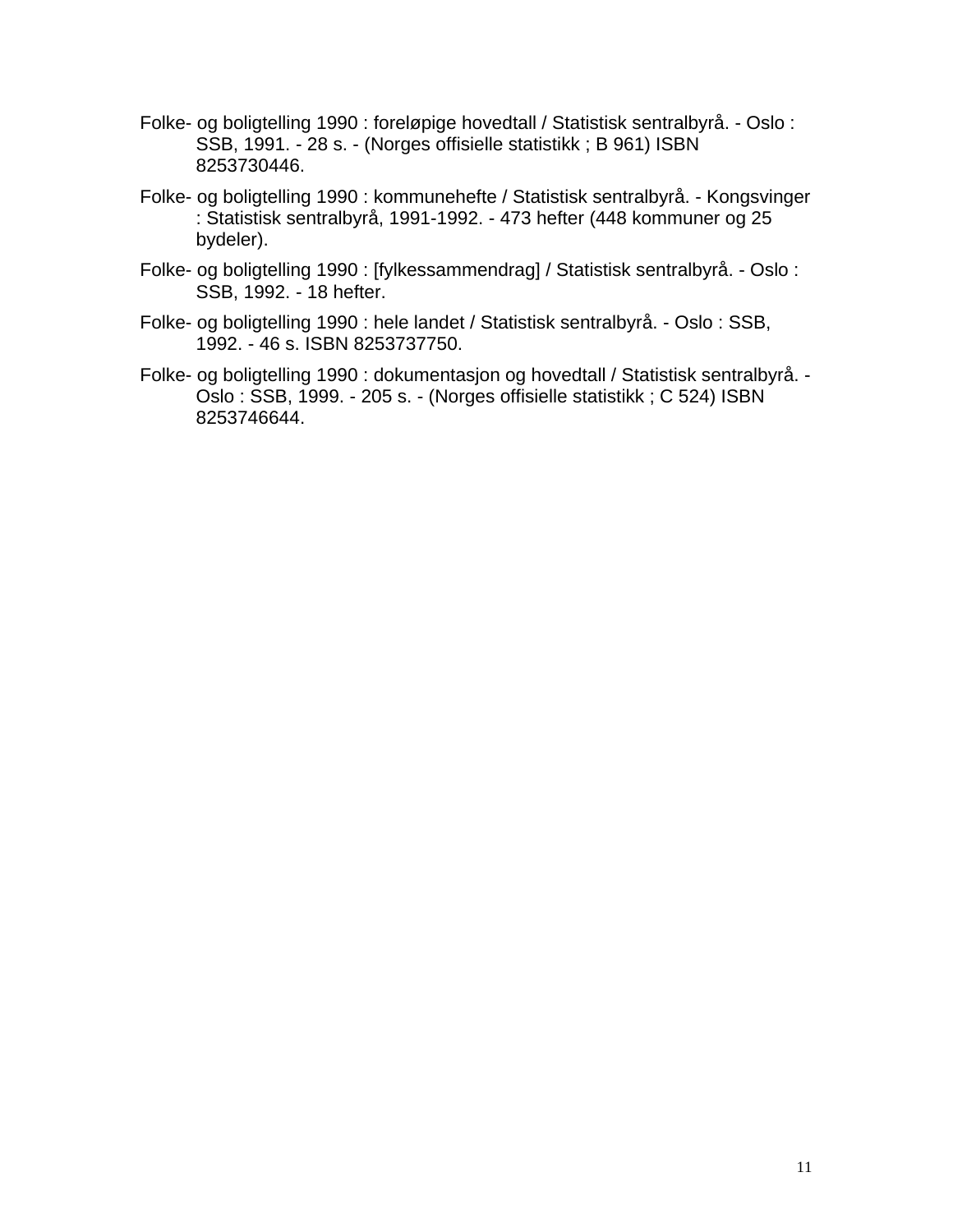Folke- og boligtelling 1990 : foreløpige hovedtall / Statistisk sentralbyrå. - Oslo : SSB, 1991. - 28 s. - (Norges offisielle statistikk ; B 961) ISBN 8253730446.

Folke- og boligtelling 1990 : kommunehefte / Statistisk sentralbyrå. - Kongsvinger : Statistisk sentralbyrå, 1991-1992. - 473 hefter (448 kommuner og 25 bydeler).

Folke- og boligtelling 1990 : [fylkessammendrag] / Statistisk sentralbyrå. - Oslo : SSB, 1992. - 18 hefter.

Folke- og boligtelling 1990 : hele landet / Statistisk sentralbyrå. - Oslo : SSB, 1992. - 46 s. ISBN 8253737750.

Folke- og boligtelling 1990 : dokumentasjon og hovedtall / Statistisk sentralbyrå. - Oslo : SSB, 1999. - 205 s. - (Norges offisielle statistikk ; C 524) ISBN 8253746644.